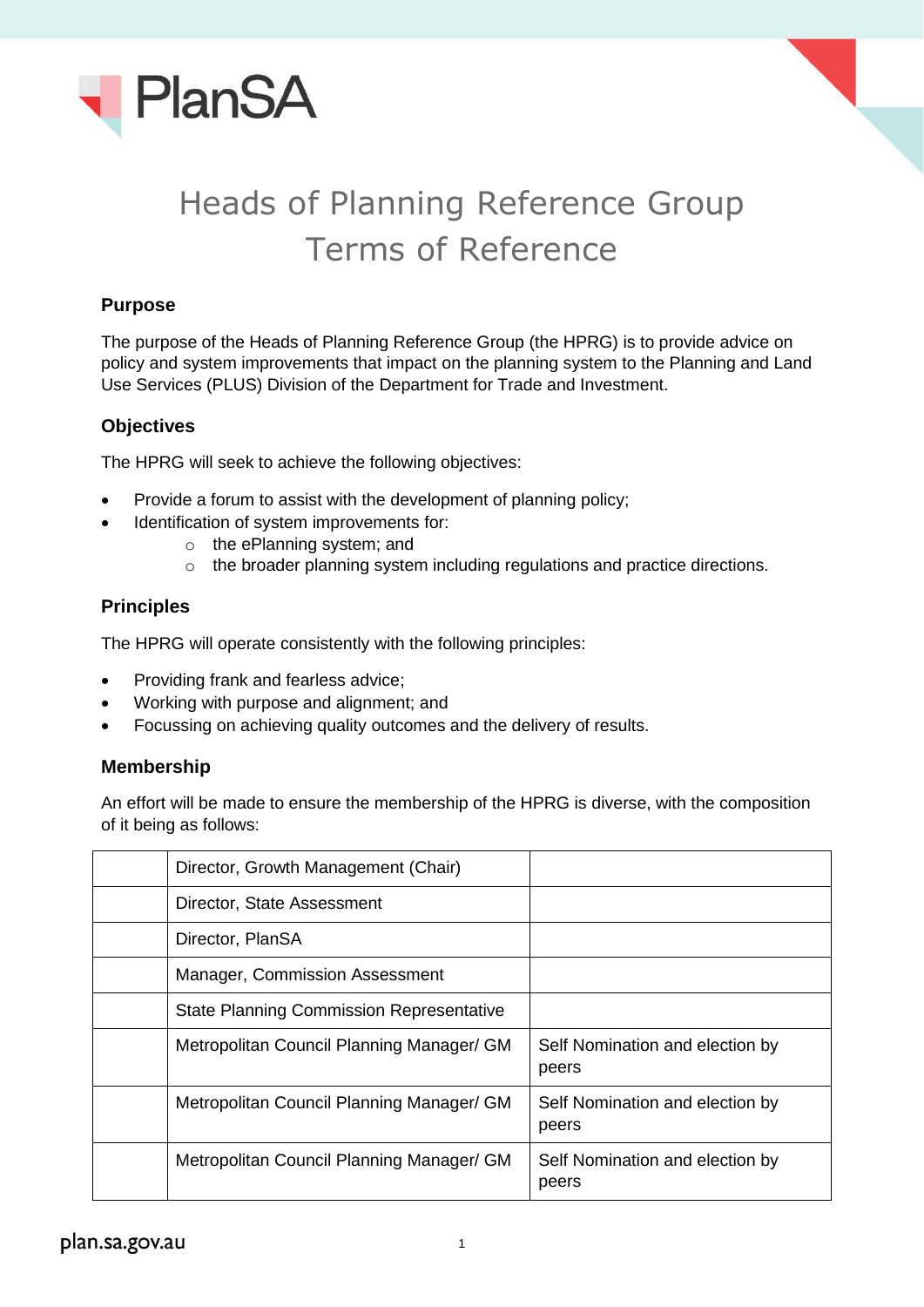# Heads of Planning Reference Group Terms of Reference

## Purpose

The purpose of the Heads of Planning Reference Group (the HPRG) is to provide advice on policy and system improvements that impact on the planning system to the Planning and Land Use Services (PLUS) Division of the Department for Trade and Investment.

## Objectives

The HPRG will seek to achieve the following objectives:

- Provide a forum to assist with the development of planning policy;
- Identification of system improvements for:
  - the ePlanning system; and
  - the broader planning system including regulations and practice directions.

## Principles

The HPRG will operate consistently with the following principles:

- Providing frank and fearless advice;
- Working with purpose and alignment; and
- Focussing on achieving quality outcomes and the delivery of results.

## Membership

An effort will be made to ensure the membership of the HPRG is diverse, with the composition of it being as follows:

| | | |
|---|---|---|
| | Director, Growth Management (Chair) | |
| | Director, State Assessment | |
| | Director, PlanSA | |
| | Manager, Commission Assessment | |
| | State Planning Commission Representative | |
| | Metropolitan Council Planning Manager/ GM | Self Nomination and election by peers |
| | Metropolitan Council Planning Manager/ GM | Self Nomination and election by peers |
| | Metropolitan Council Planning Manager/ GM | Self Nomination and election by peers |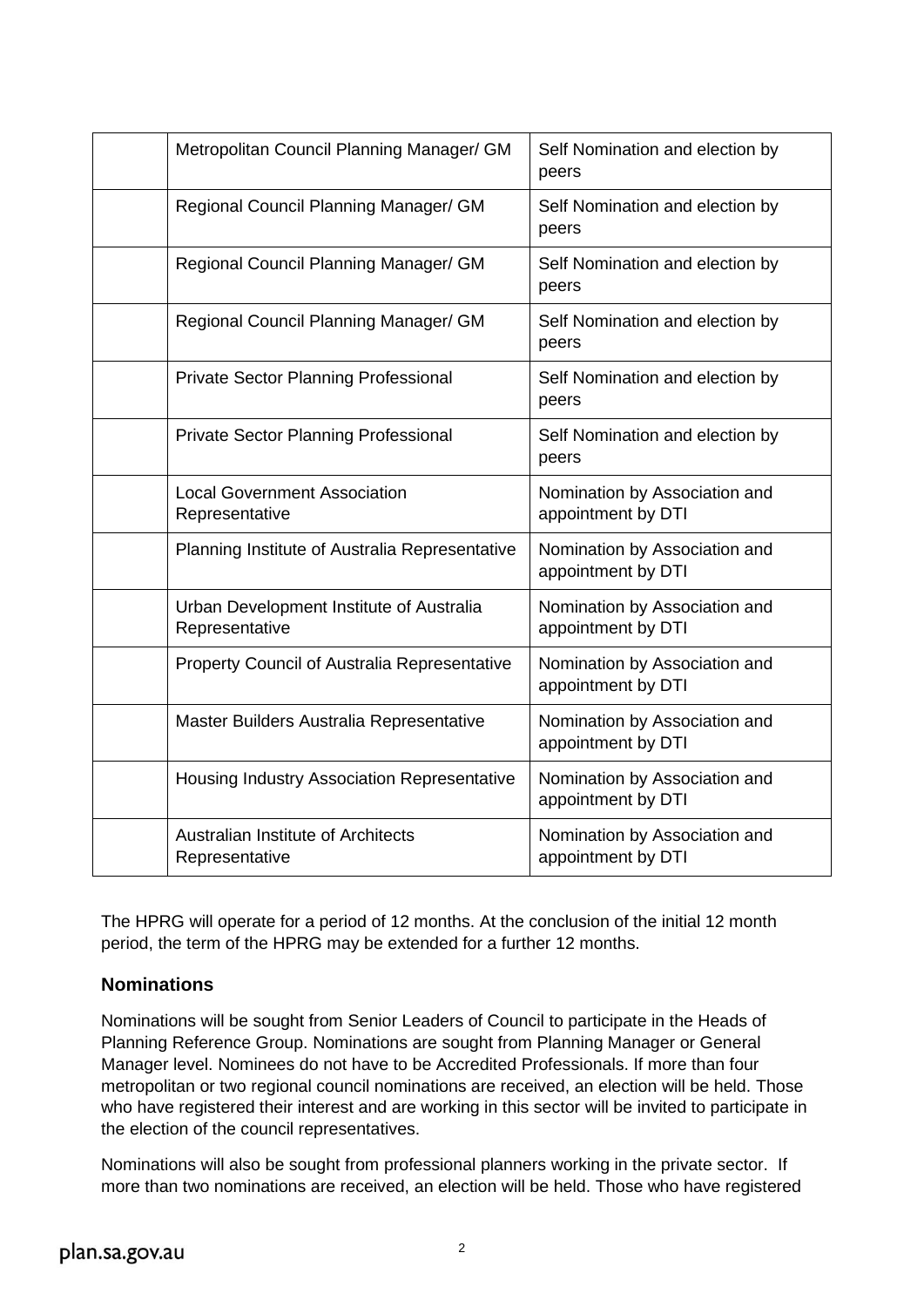| | | |
|---|---|---|
| | Metropolitan Council Planning Manager/ GM | Self Nomination and election by peers |
| | Regional Council Planning Manager/ GM | Self Nomination and election by peers |
| | Regional Council Planning Manager/ GM | Self Nomination and election by peers |
| | Regional Council Planning Manager/ GM | Self Nomination and election by peers |
| | Private Sector Planning Professional | Self Nomination and election by peers |
| | Private Sector Planning Professional | Self Nomination and election by peers |
| | Local Government Association Representative | Nomination by Association and appointment by DTI |
| | Planning Institute of Australia Representative | Nomination by Association and appointment by DTI |
| | Urban Development Institute of Australia Representative | Nomination by Association and appointment by DTI |
| | Property Council of Australia Representative | Nomination by Association and appointment by DTI |
| | Master Builders Australia Representative | Nomination by Association and appointment by DTI |
| | Housing Industry Association Representative | Nomination by Association and appointment by DTI |
| | Australian Institute of Architects Representative | Nomination by Association and appointment by DTI |

The HPRG will operate for a period of 12 months. At the conclusion of the initial 12 month period, the term of the HPRG may be extended for a further 12 months.

### Nominations

Nominations will be sought from Senior Leaders of Council to participate in the Heads of Planning Reference Group. Nominations are sought from Planning Manager or General Manager level. Nominees do not have to be Accredited Professionals. If more than four metropolitan or two regional council nominations are received, an election will be held. Those who have registered their interest and are working in this sector will be invited to participate in the election of the council representatives.

Nominations will also be sought from professional planners working in the private sector. If more than two nominations are received, an election will be held. Those who have registered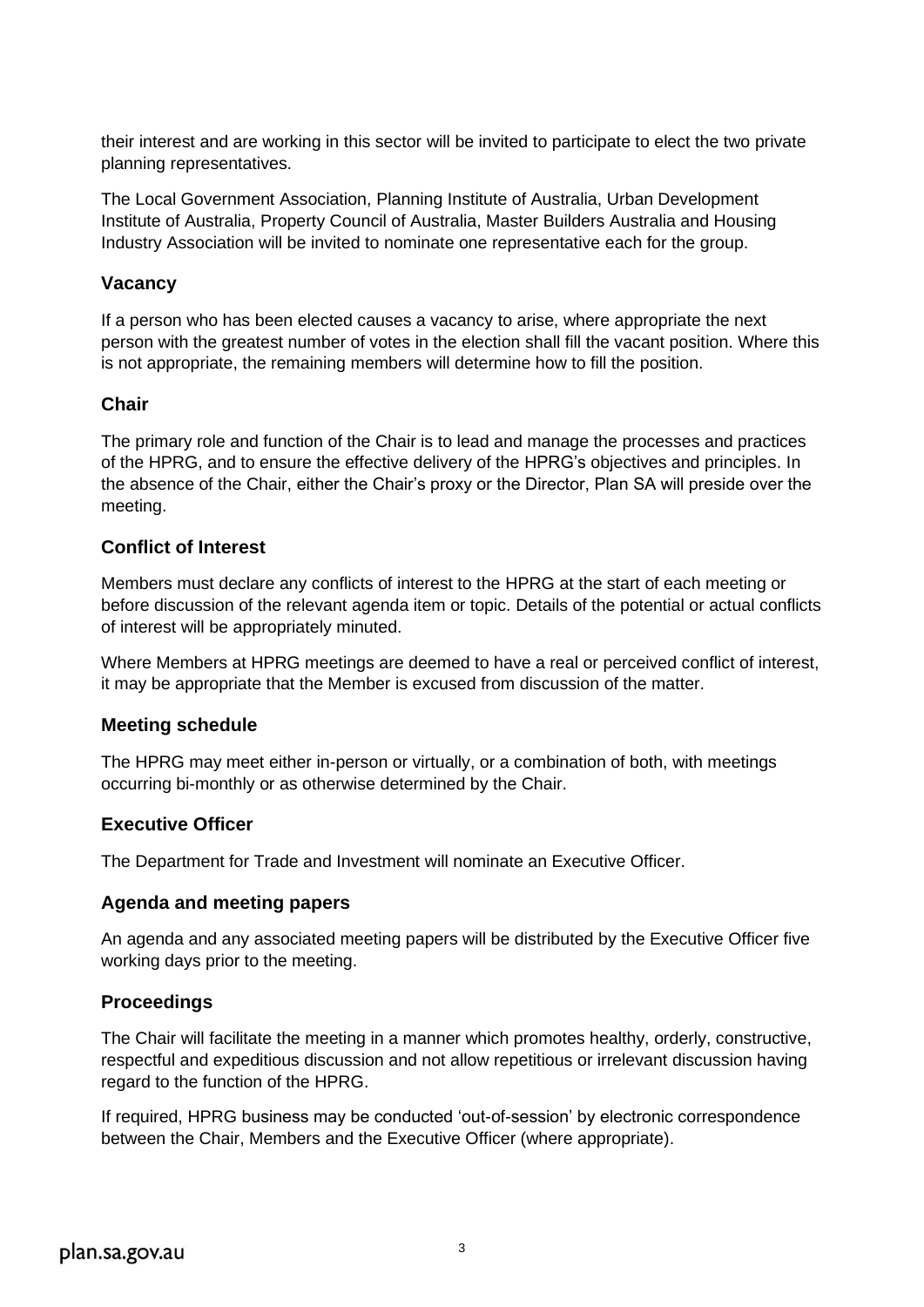their interest and are working in this sector will be invited to participate to elect the two private planning representatives.

The Local Government Association, Planning Institute of Australia, Urban Development Institute of Australia, Property Council of Australia, Master Builders Australia and Housing Industry Association will be invited to nominate one representative each for the group.

### Vacancy

If a person who has been elected causes a vacancy to arise, where appropriate the next person with the greatest number of votes in the election shall fill the vacant position. Where this is not appropriate, the remaining members will determine how to fill the position.

### Chair

The primary role and function of the Chair is to lead and manage the processes and practices of the HPRG, and to ensure the effective delivery of the HPRG's objectives and principles. In the absence of the Chair, either the Chair's proxy or the Director, Plan SA will preside over the meeting.

### Conflict of Interest

Members must declare any conflicts of interest to the HPRG at the start of each meeting or before discussion of the relevant agenda item or topic. Details of the potential or actual conflicts of interest will be appropriately minuted.

Where Members at HPRG meetings are deemed to have a real or perceived conflict of interest, it may be appropriate that the Member is excused from discussion of the matter.

### Meeting schedule

The HPRG may meet either in-person or virtually, or a combination of both, with meetings occurring bi-monthly or as otherwise determined by the Chair.

### Executive Officer

The Department for Trade and Investment will nominate an Executive Officer.

### Agenda and meeting papers

An agenda and any associated meeting papers will be distributed by the Executive Officer five working days prior to the meeting.

### Proceedings

The Chair will facilitate the meeting in a manner which promotes healthy, orderly, constructive, respectful and expeditious discussion and not allow repetitious or irrelevant discussion having regard to the function of the HPRG.

If required, HPRG business may be conducted 'out-of-session' by electronic correspondence between the Chair, Members and the Executive Officer (where appropriate).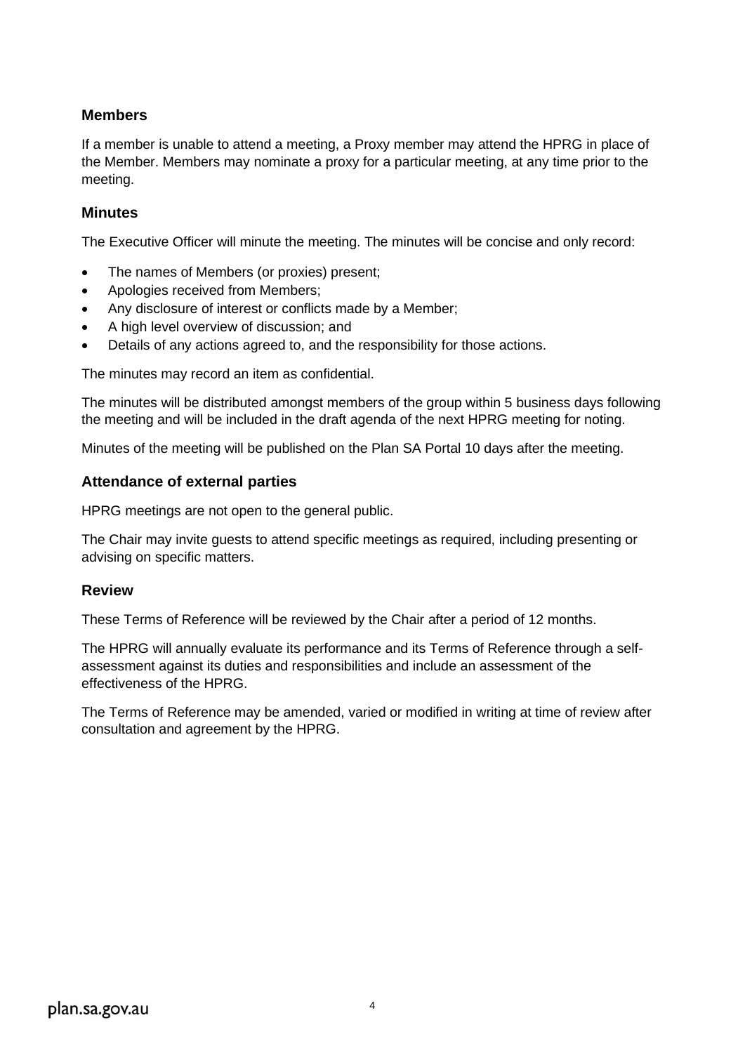### Members

If a member is unable to attend a meeting, a Proxy member may attend the HPRG in place of the Member. Members may nominate a proxy for a particular meeting, at any time prior to the meeting.

### Minutes

The Executive Officer will minute the meeting. The minutes will be concise and only record:

- The names of Members (or proxies) present;
- Apologies received from Members;
- Any disclosure of interest or conflicts made by a Member;
- A high level overview of discussion; and
- Details of any actions agreed to, and the responsibility for those actions.

The minutes may record an item as confidential.

The minutes will be distributed amongst members of the group within 5 business days following the meeting and will be included in the draft agenda of the next HPRG meeting for noting.

Minutes of the meeting will be published on the Plan SA Portal 10 days after the meeting.

### Attendance of external parties

HPRG meetings are not open to the general public.

The Chair may invite guests to attend specific meetings as required, including presenting or advising on specific matters.

### Review

These Terms of Reference will be reviewed by the Chair after a period of 12 months.

The HPRG will annually evaluate its performance and its Terms of Reference through a self-assessment against its duties and responsibilities and include an assessment of the effectiveness of the HPRG.

The Terms of Reference may be amended, varied or modified in writing at time of review after consultation and agreement by the HPRG.